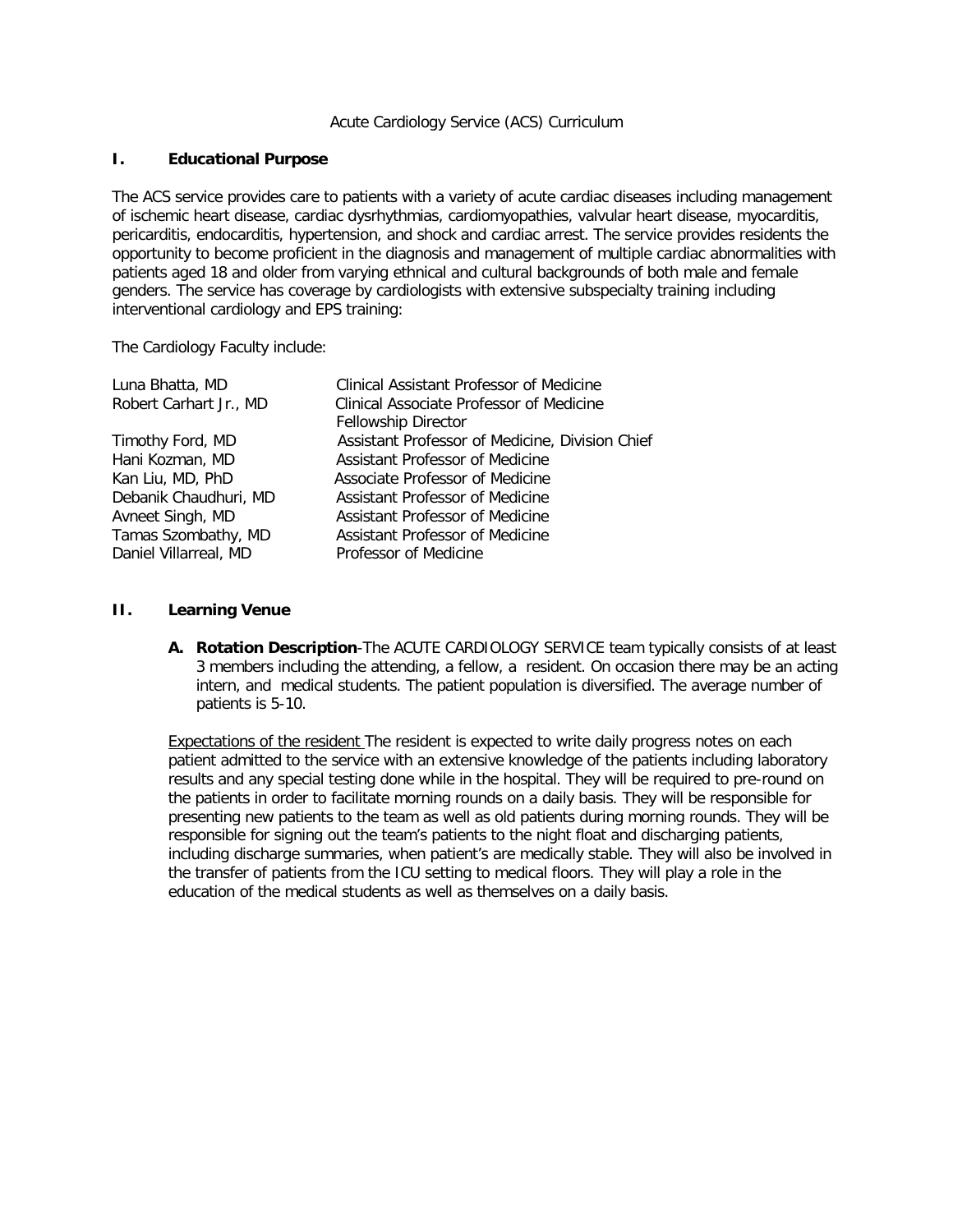# Acute Cardiology Service (ACS) Curriculum

## I. Educational Purpose

The ACS service provides care to patients with a variety of acute cardiac diseases including management of ischemic heart disease, cardiac dysrhythmias, cardiomyopathies, valvular heart disease, myocarditis, pericarditis, endocarditis, hypertension, and shock and cardiac arrest. The service provides residents the opportunity to become proficient in the diagnosis and management of multiple cardiac abnormalities with patients aged 18 and older from varying ethnical and cultural backgrounds of both male and female genders. The service has coverage by cardiologists with extensive subspecialty training including interventional cardiology and EPS training:

The Cardiology Faculty include:

| | |
|---|---|
| Luna Bhatta, MD | Clinical Assistant Professor of Medicine |
| Robert Carhart Jr., MD | Clinical Associate Professor of Medicine<br>Fellowship Director |
| Timothy Ford, MD | Assistant Professor of Medicine, Division Chief |
| Hani Kozman, MD | Assistant Professor of Medicine |
| Kan Liu, MD, PhD | Associate Professor of Medicine |
| Debanik Chaudhuri, MD | Assistant Professor of Medicine |
| Avneet Singh, MD | Assistant Professor of Medicine |
| Tamas Szombathy, MD | Assistant Professor of Medicine |
| Daniel Villarreal, MD | Professor of Medicine |

## II. Learning Venue

**A. Rotation Description**-The ACUTE CARDIOLOGY SERVICE team typically consists of at least 3 members including the attending, a fellow, a resident. On occasion there may be an acting intern, and medical students. The patient population is diversified. The average number of patients is 5-10.

Expectations of the resident The resident is expected to write daily progress notes on each patient admitted to the service with an extensive knowledge of the patients including laboratory results and any special testing done while in the hospital. They will be required to pre-round on the patients in order to facilitate morning rounds on a daily basis. They will be responsible for presenting new patients to the team as well as old patients during morning rounds. They will be responsible for signing out the team's patients to the night float and discharging patients, including discharge summaries, when patient's are medically stable. They will also be involved in the transfer of patients from the ICU setting to medical floors. They will play a role in the education of the medical students as well as themselves on a daily basis.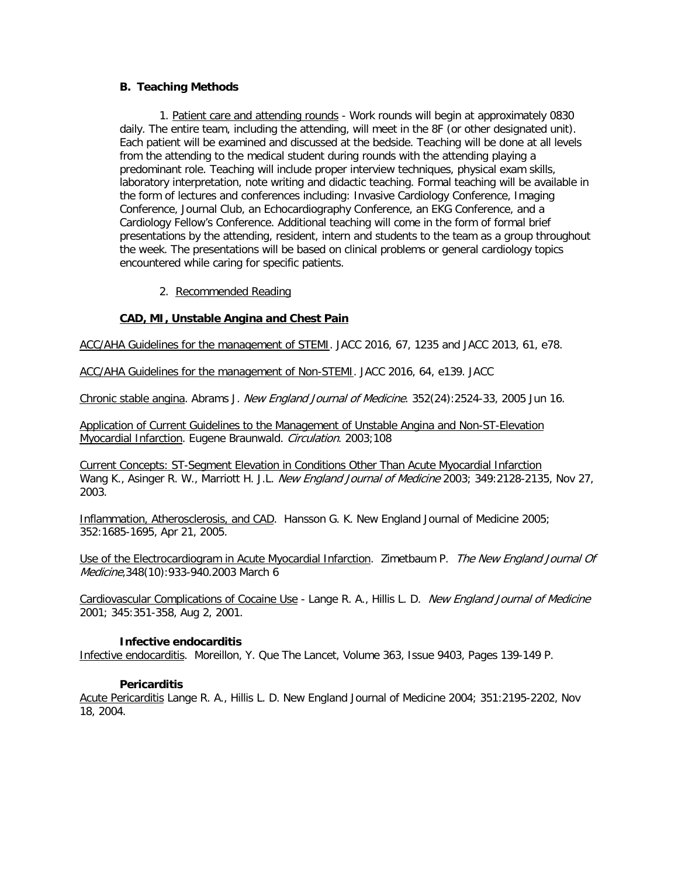### B. Teaching Methods

1. Patient care and attending rounds - Work rounds will begin at approximately 0830 daily. The entire team, including the attending, will meet in the 8F (or other designated unit). Each patient will be examined and discussed at the bedside. Teaching will be done at all levels from the attending to the medical student during rounds with the attending playing a predominant role. Teaching will include proper interview techniques, physical exam skills, laboratory interpretation, note writing and didactic teaching. Formal teaching will be available in the form of lectures and conferences including: Invasive Cardiology Conference, Imaging Conference, Journal Club, an Echocardiography Conference, an EKG Conference, and a Cardiology Fellow's Conference. Additional teaching will come in the form of formal brief presentations by the attending, resident, intern and students to the team as a group throughout the week. The presentations will be based on clinical problems or general cardiology topics encountered while caring for specific patients.

2. Recommended Reading

**CAD, MI, Unstable Angina and Chest Pain**

ACC/AHA Guidelines for the management of STEMI. JACC 2016, 67, 1235 and JACC 2013, 61, e78.

ACC/AHA Guidelines for the management of Non-STEMI. JACC 2016, 64, e139. JACC

Chronic stable angina. Abrams J. *New England Journal of Medicine*. 352(24):2524-33, 2005 Jun 16.

Application of Current Guidelines to the Management of Unstable Angina and Non-ST-Elevation Myocardial Infarction. Eugene Braunwald. *Circulation*. 2003;108

Current Concepts: ST-Segment Elevation in Conditions Other Than Acute Myocardial Infarction Wang K., Asinger R. W., Marriott H. J.L. *New England Journal of Medicine* 2003; 349:2128-2135, Nov 27, 2003.

Inflammation, Atherosclerosis, and CAD. Hansson G. K. New England Journal of Medicine 2005; 352:1685-1695, Apr 21, 2005.

Use of the Electrocardiogram in Acute Myocardial Infarction. Zimetbaum P. *The New England Journal Of Medicine*,348(10):933-940.2003 March 6

Cardiovascular Complications of Cocaine Use - Lange R. A., Hillis L. D. *New England Journal of Medicine* 2001; 345:351-358, Aug 2, 2001.

**Infective endocarditis**

Infective endocarditis. Moreillon, Y. Que The Lancet, Volume 363, Issue 9403, Pages 139-149 P.

**Pericarditis**

Acute Pericarditis Lange R. A., Hillis L. D. New England Journal of Medicine 2004; 351:2195-2202, Nov 18, 2004.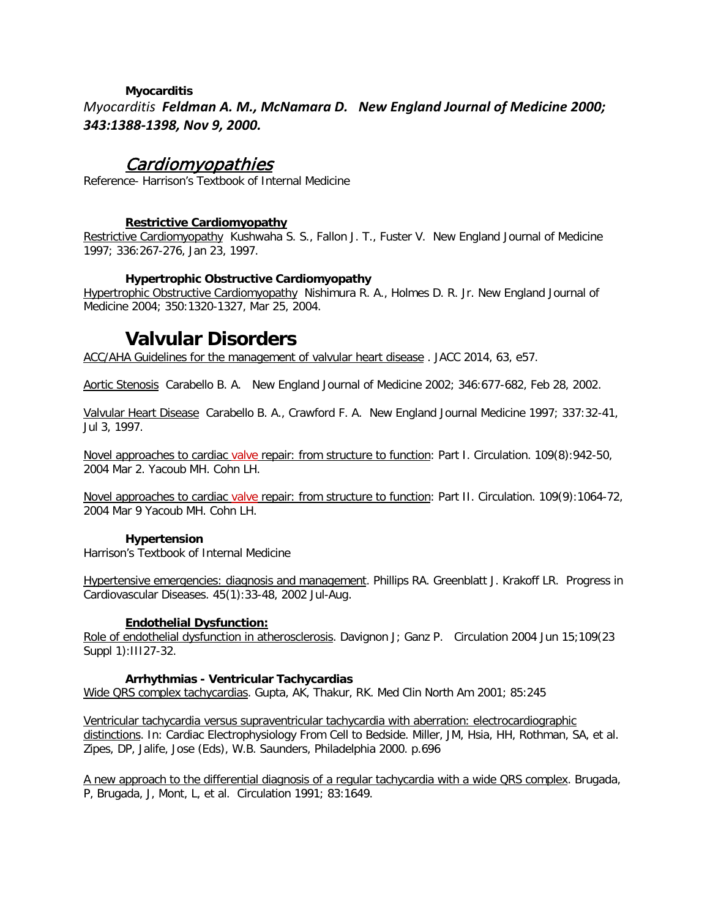### **Myocarditis**

*Myocarditis* ***Feldman A. M., McNamara D. New England Journal of Medicine 2000; 343:1388-1398, Nov 9, 2000.***

## *Cardiomyopathies*

Reference- Harrison's Textbook of Internal Medicine

### **Restrictive Cardiomyopathy**

Restrictive Cardiomyopathy Kushwaha S. S., Fallon J. T., Fuster V. New England Journal of Medicine 1997; 336:267-276, Jan 23, 1997.

### **Hypertrophic Obstructive Cardiomyopathy**

Hypertrophic Obstructive Cardiomyopathy Nishimura R. A., Holmes D. R. Jr. New England Journal of Medicine 2004; 350:1320-1327, Mar 25, 2004.

# **Valvular Disorders**

ACC/AHA Guidelines for the management of valvular heart disease . JACC 2014, 63, e57.

Aortic Stenosis Carabello B. A. New England Journal of Medicine 2002; 346:677-682, Feb 28, 2002.

Valvular Heart Disease Carabello B. A., Crawford F. A. New England Journal Medicine 1997; 337:32-41, Jul 3, 1997.

Novel approaches to cardiac valve repair: from structure to function: Part I. Circulation. 109(8):942-50, 2004 Mar 2. Yacoub MH. Cohn LH.

Novel approaches to cardiac valve repair: from structure to function: Part II. Circulation. 109(9):1064-72, 2004 Mar 9 Yacoub MH. Cohn LH.

### **Hypertension**

Harrison's Textbook of Internal Medicine

Hypertensive emergencies: diagnosis and management. Phillips RA. Greenblatt J. Krakoff LR. Progress in Cardiovascular Diseases. 45(1):33-48, 2002 Jul-Aug.

### **Endothelial Dysfunction:**

Role of endothelial dysfunction in atherosclerosis. Davignon J; Ganz P. Circulation 2004 Jun 15;109(23 Suppl 1):III27-32.

### **Arrhythmias - Ventricular Tachycardias**

Wide QRS complex tachycardias. Gupta, AK, Thakur, RK. Med Clin North Am 2001; 85:245

Ventricular tachycardia versus supraventricular tachycardia with aberration: electrocardiographic distinctions. In: Cardiac Electrophysiology From Cell to Bedside. Miller, JM, Hsia, HH, Rothman, SA, et al. Zipes, DP, Jalife, Jose (Eds), W.B. Saunders, Philadelphia 2000. p.696

A new approach to the differential diagnosis of a regular tachycardia with a wide QRS complex. Brugada, P, Brugada, J, Mont, L, et al. Circulation 1991; 83:1649.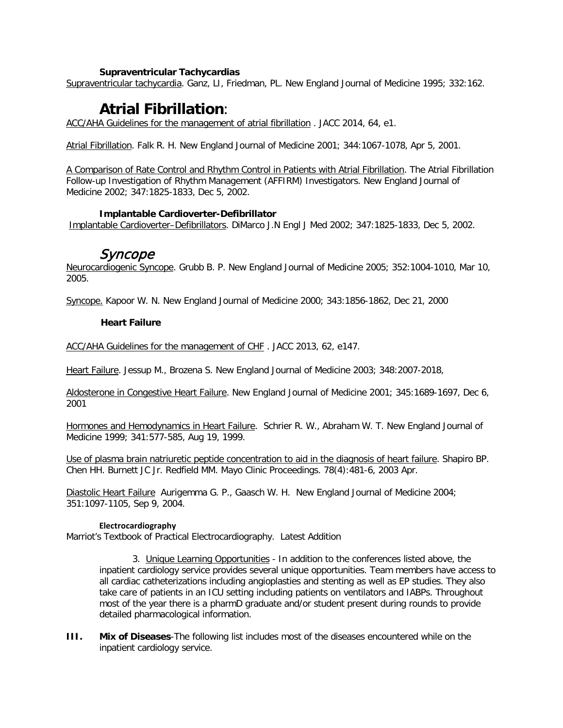### Supraventricular Tachycardias

Supraventricular tachycardia. Ganz, LI, Friedman, PL. New England Journal of Medicine 1995; 332:162.

## Atrial Fibrillation:

ACC/AHA Guidelines for the management of atrial fibrillation . JACC 2014, 64, e1.

Atrial Fibrillation. Falk R. H. New England Journal of Medicine 2001; 344:1067-1078, Apr 5, 2001.

A Comparison of Rate Control and Rhythm Control in Patients with Atrial Fibrillation. The Atrial Fibrillation Follow-up Investigation of Rhythm Management (AFFIRM) Investigators. New England Journal of Medicine 2002; 347:1825-1833, Dec 5, 2002.

### Implantable Cardioverter-Defibrillator

Implantable Cardioverter–Defibrillators. DiMarco J.N Engl J Med 2002; 347:1825-1833, Dec 5, 2002.

## *Syncope*

Neurocardiogenic Syncope. Grubb B. P. New England Journal of Medicine 2005; 352:1004-1010, Mar 10, 2005.

Syncope. Kapoor W. N. New England Journal of Medicine 2000; 343:1856-1862, Dec 21, 2000

### Heart Failure

ACC/AHA Guidelines for the management of CHF . JACC 2013, 62, e147.

Heart Failure. Jessup M., Brozena S. New England Journal of Medicine 2003; 348:2007-2018,

Aldosterone in Congestive Heart Failure. New England Journal of Medicine 2001; 345:1689-1697, Dec 6, 2001

Hormones and Hemodynamics in Heart Failure. Schrier R. W., Abraham W. T. New England Journal of Medicine 1999; 341:577-585, Aug 19, 1999.

Use of plasma brain natriuretic peptide concentration to aid in the diagnosis of heart failure. Shapiro BP. Chen HH. Burnett JC Jr. Redfield MM. Mayo Clinic Proceedings. 78(4):481-6, 2003 Apr.

Diastolic Heart Failure Aurigemma G. P., Gaasch W. H. New England Journal of Medicine 2004; 351:1097-1105, Sep 9, 2004.

#### Electrocardiography

Marriot's Textbook of Practical Electrocardiography. Latest Addition

3. Unique Learning Opportunities - In addition to the conferences listed above, the inpatient cardiology service provides several unique opportunities. Team members have access to all cardiac catheterizations including angioplasties and stenting as well as EP studies. They also take care of patients in an ICU setting including patients on ventilators and IABPs. Throughout most of the year there is a pharmD graduate and/or student present during rounds to provide detailed pharmacological information.

**III. Mix of Diseases**-The following list includes most of the diseases encountered while on the inpatient cardiology service.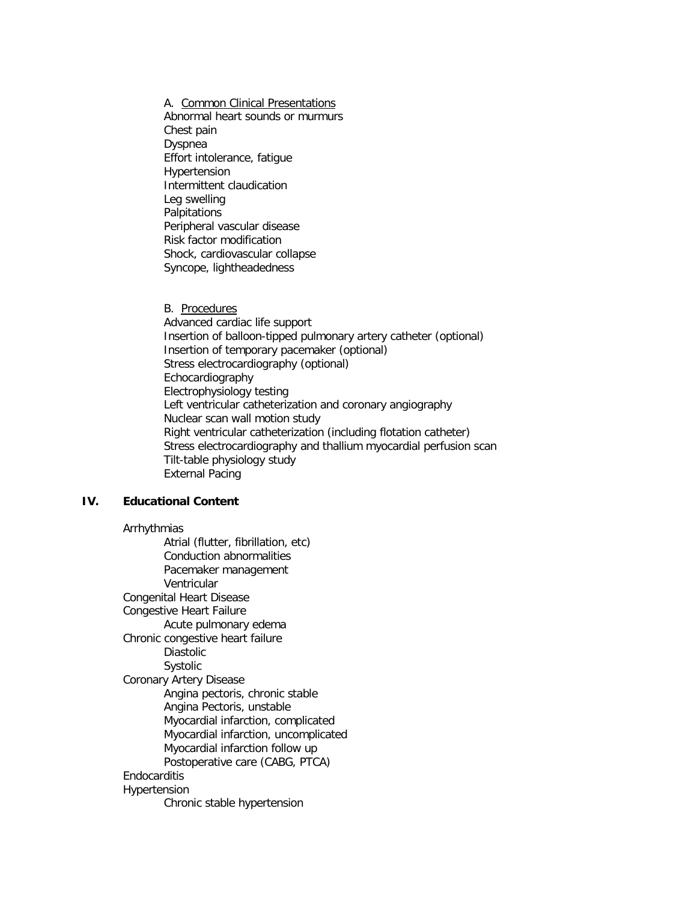A. <u>Common Clinical Presentations</u>

Abnormal heart sounds or murmurs
Chest pain
Dyspnea
Effort intolerance, fatigue
Hypertension
Intermittent claudication
Leg swelling
Palpitations
Peripheral vascular disease
Risk factor modification
Shock, cardiovascular collapse
Syncope, lightheadedness

B. <u>Procedures</u>

Advanced cardiac life support
Insertion of balloon-tipped pulmonary artery catheter (optional)
Insertion of temporary pacemaker (optional)
Stress electrocardiography (optional)
Echocardiography
Electrophysiology testing
Left ventricular catheterization and coronary angiography
Nuclear scan wall motion study
Right ventricular catheterization (including flotation catheter)
Stress electrocardiography and thallium myocardial perfusion scan
Tilt-table physiology study
External Pacing

## IV. Educational Content

- Arrhythmias
  - Atrial (flutter, fibrillation, etc)
  - Conduction abnormalities
  - Pacemaker management
  - Ventricular
- Congenital Heart Disease
- Congestive Heart Failure
  - Acute pulmonary edema
- Chronic congestive heart failure
  - Diastolic
  - Systolic
- Coronary Artery Disease
  - Angina pectoris, chronic stable
  - Angina Pectoris, unstable
  - Myocardial infarction, complicated
  - Myocardial infarction, uncomplicated
  - Myocardial infarction follow up
  - Postoperative care (CABG, PTCA)
- Endocarditis
- Hypertension
  - Chronic stable hypertension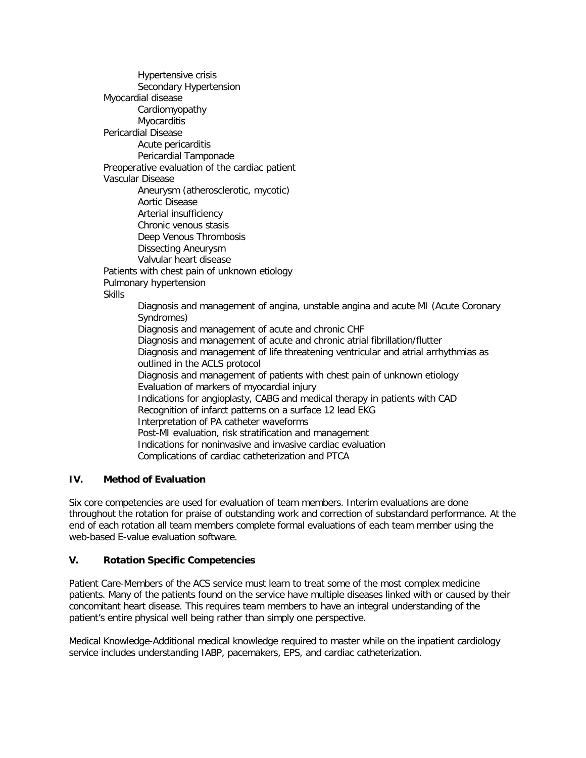- Hypertensive crisis
- Secondary Hypertension

Myocardial disease

- Cardiomyopathy
- Myocarditis

Pericardial Disease

- Acute pericarditis
- Pericardial Tamponade

Preoperative evaluation of the cardiac patient

Vascular Disease

- Aneurysm (atherosclerotic, mycotic)
- Aortic Disease
- Arterial insufficiency
- Chronic venous stasis
- Deep Venous Thrombosis
- Dissecting Aneurysm
- Valvular heart disease

Patients with chest pain of unknown etiology

Pulmonary hypertension

Skills

- Diagnosis and management of angina, unstable angina and acute MI (Acute Coronary Syndromes)
- Diagnosis and management of acute and chronic CHF
- Diagnosis and management of acute and chronic atrial fibrillation/flutter
- Diagnosis and management of life threatening ventricular and atrial arrhythmias as outlined in the ACLS protocol
- Diagnosis and management of patients with chest pain of unknown etiology
- Evaluation of markers of myocardial injury
- Indications for angioplasty, CABG and medical therapy in patients with CAD
- Recognition of infarct patterns on a surface 12 lead EKG
- Interpretation of PA catheter waveforms
- Post-MI evaluation, risk stratification and management
- Indications for noninvasive and invasive cardiac evaluation
- Complications of cardiac catheterization and PTCA

## IV. Method of Evaluation

Six core competencies are used for evaluation of team members. Interim evaluations are done throughout the rotation for praise of outstanding work and correction of substandard performance. At the end of each rotation all team members complete formal evaluations of each team member using the web-based E-value evaluation software.

## V. Rotation Specific Competencies

Patient Care-Members of the ACS service must learn to treat some of the most complex medicine patients. Many of the patients found on the service have multiple diseases linked with or caused by their concomitant heart disease. This requires team members to have an integral understanding of the patient's entire physical well being rather than simply one perspective.

Medical Knowledge-Additional medical knowledge required to master while on the inpatient cardiology service includes understanding IABP, pacemakers, EPS, and cardiac catheterization.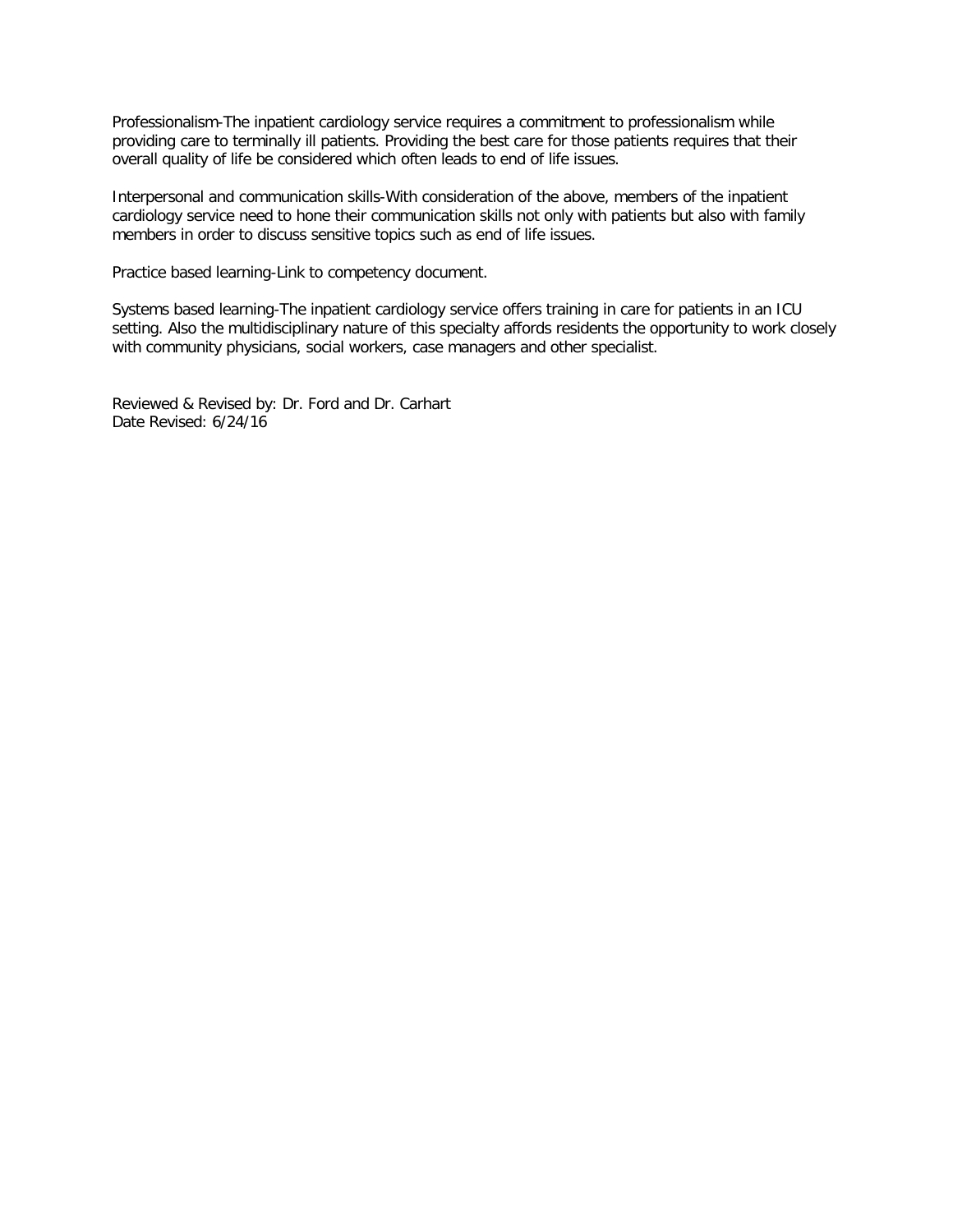Professionalism-The inpatient cardiology service requires a commitment to professionalism while providing care to terminally ill patients. Providing the best care for those patients requires that their overall quality of life be considered which often leads to end of life issues.

Interpersonal and communication skills-With consideration of the above, members of the inpatient cardiology service need to hone their communication skills not only with patients but also with family members in order to discuss sensitive topics such as end of life issues.

Practice based learning-Link to competency document.

Systems based learning-The inpatient cardiology service offers training in care for patients in an ICU setting. Also the multidisciplinary nature of this specialty affords residents the opportunity to work closely with community physicians, social workers, case managers and other specialist.

Reviewed & Revised by: Dr. Ford and Dr. Carhart
Date Revised: 6/24/16